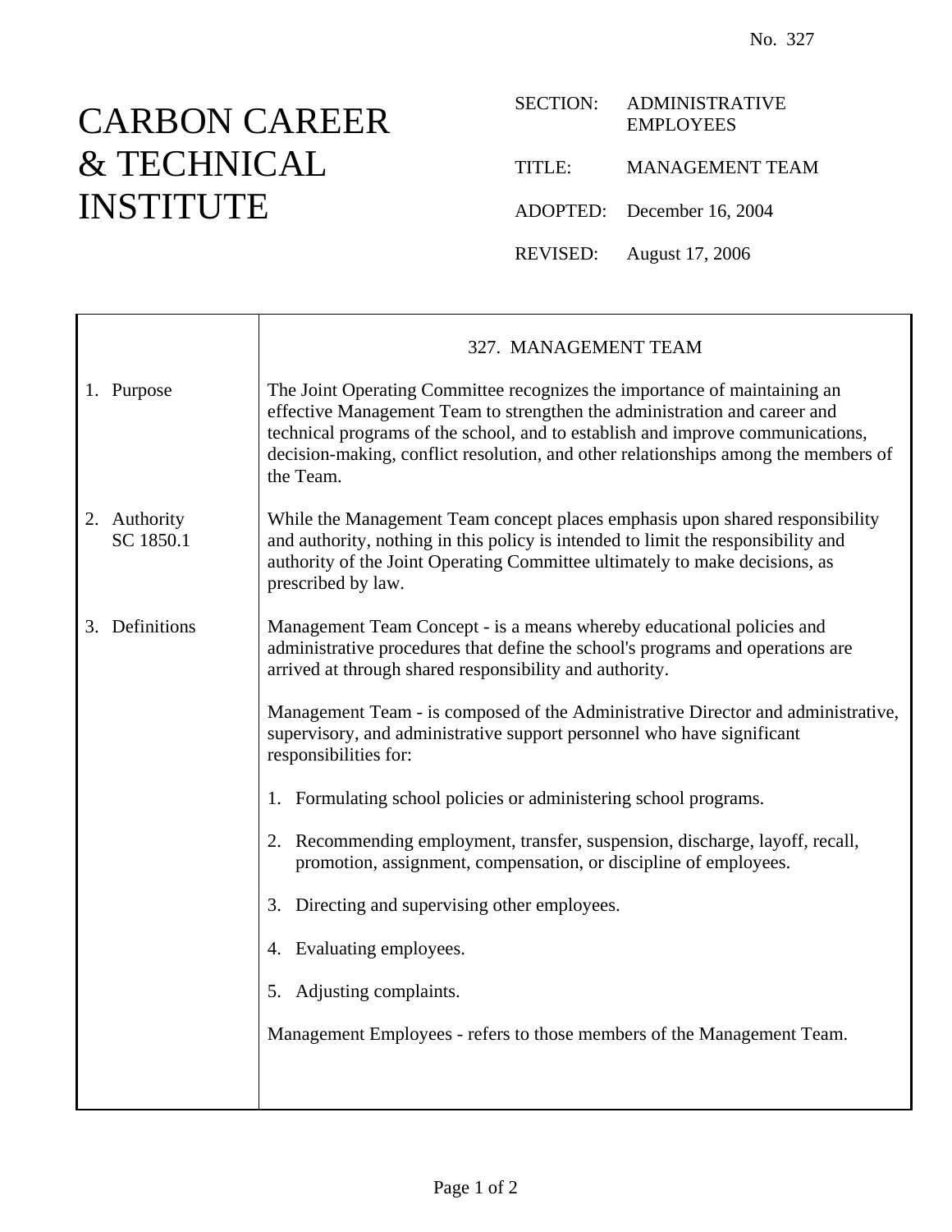No. 327

# CARBON CAREER & TECHNICAL INSTITUTE

SECTION: ADMINISTRATIVE EMPLOYEES

TITLE: MANAGEMENT TEAM

ADOPTED: December 16, 2004

REVISED: August 17, 2006

## 327. MANAGEMENT TEAM

**1. Purpose**

The Joint Operating Committee recognizes the importance of maintaining an effective Management Team to strengthen the administration and career and technical programs of the school, and to establish and improve communications, decision-making, conflict resolution, and other relationships among the members of the Team.

**2. Authority**
SC 1850.1

While the Management Team concept places emphasis upon shared responsibility and authority, nothing in this policy is intended to limit the responsibility and authority of the Joint Operating Committee ultimately to make decisions, as prescribed by law.

**3. Definitions**

Management Team Concept - is a means whereby educational policies and administrative procedures that define the school's programs and operations are arrived at through shared responsibility and authority.

Management Team - is composed of the Administrative Director and administrative, supervisory, and administrative support personnel who have significant responsibilities for:

1. Formulating school policies or administering school programs.
2. Recommending employment, transfer, suspension, discharge, layoff, recall, promotion, assignment, compensation, or discipline of employees.
3. Directing and supervising other employees.
4. Evaluating employees.
5. Adjusting complaints.

Management Employees - refers to those members of the Management Team.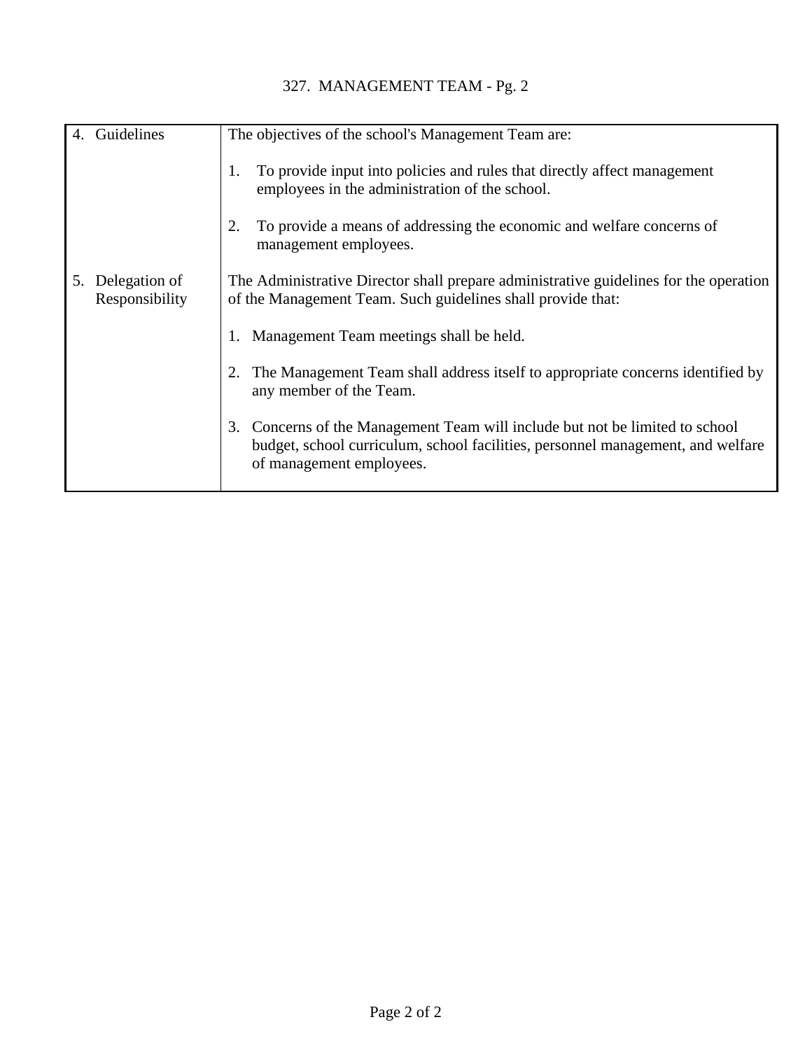# 327. MANAGEMENT TEAM - Pg. 2

| | |
|---|---|
| 4. Guidelines | The objectives of the school's Management Team are:<br><br>1. To provide input into policies and rules that directly affect management employees in the administration of the school.<br><br>2. To provide a means of addressing the economic and welfare concerns of management employees. |
| 5. Delegation of Responsibility | The Administrative Director shall prepare administrative guidelines for the operation of the Management Team. Such guidelines shall provide that:<br><br>1. Management Team meetings shall be held.<br><br>2. The Management Team shall address itself to appropriate concerns identified by any member of the Team.<br><br>3. Concerns of the Management Team will include but not be limited to school budget, school curriculum, school facilities, personnel management, and welfare of management employees. |